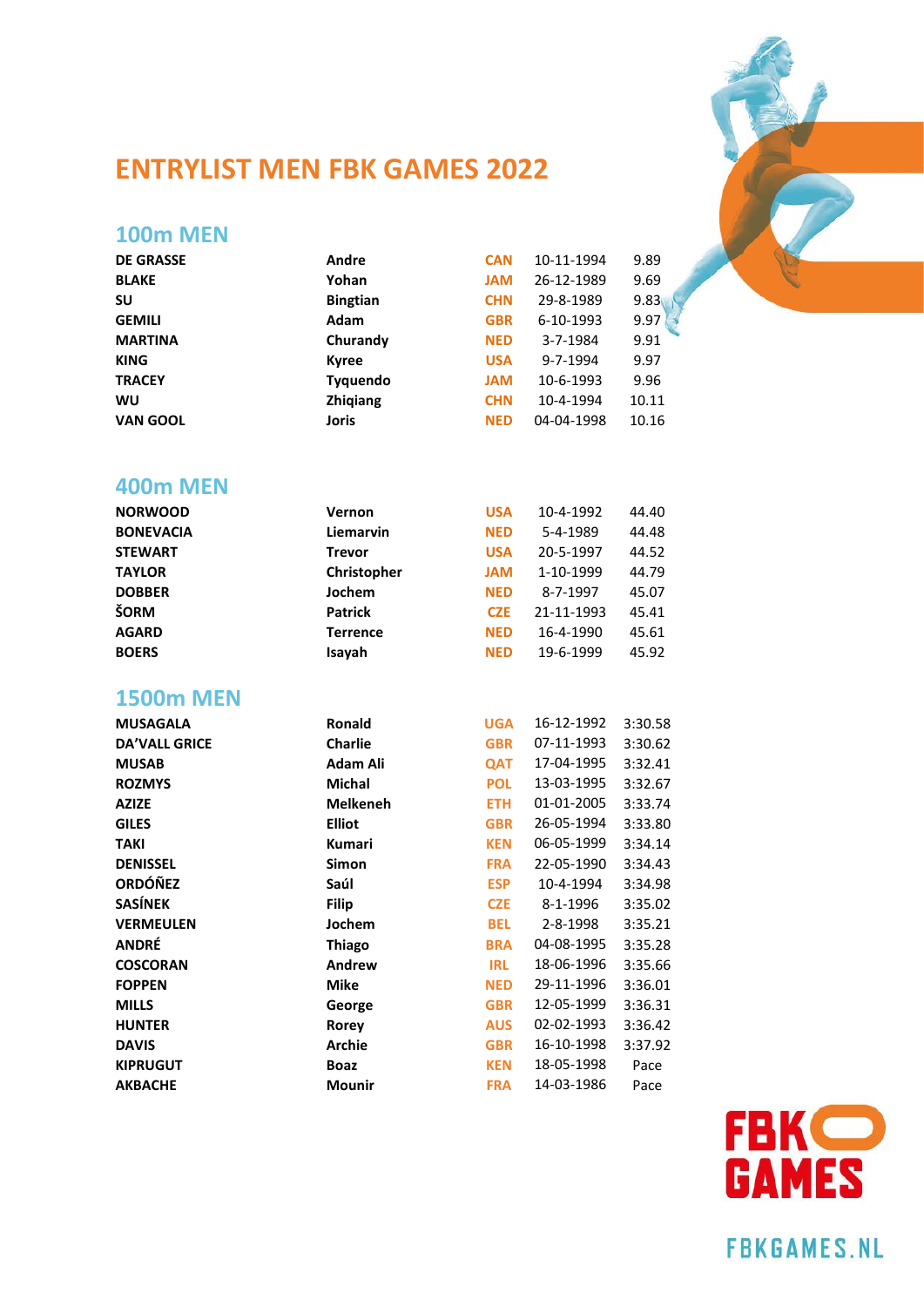# ENTRYLIST MEN FBK GAMES 2022

## 100m MEN

| | | | | |
|---|---|---|---|---|
| DE GRASSE | Andre | CAN | 10-11-1994 | 9.89 |
| BLAKE | Yohan | JAM | 26-12-1989 | 9.69 |
| SU | Bingtian | CHN | 29-8-1989 | 9.83 |
| GEMILI | Adam | GBR | 6-10-1993 | 9.97 |
| MARTINA | Churandy | NED | 3-7-1984 | 9.91 |
| KING | Kyree | USA | 9-7-1994 | 9.97 |
| TRACEY | Tyquendo | JAM | 10-6-1993 | 9.96 |
| WU | Zhiqiang | CHN | 10-4-1994 | 10.11 |
| VAN GOOL | Joris | NED | 04-04-1998 | 10.16 |

## 400m MEN

| | | | | |
|---|---|---|---|---|
| NORWOOD | Vernon | USA | 10-4-1992 | 44.40 |
| BONEVACIA | Liemarvin | NED | 5-4-1989 | 44.48 |
| STEWART | Trevor | USA | 20-5-1997 | 44.52 |
| TAYLOR | Christopher | JAM | 1-10-1999 | 44.79 |
| DOBBER | Jochem | NED | 8-7-1997 | 45.07 |
| ŠORM | Patrick | CZE | 21-11-1993 | 45.41 |
| AGARD | Terrence | NED | 16-4-1990 | 45.61 |
| BOERS | Isayah | NED | 19-6-1999 | 45.92 |

## 1500m MEN

| | | | | |
|---|---|---|---|---|
| MUSAGALA | Ronald | UGA | 16-12-1992 | 3:30.58 |
| DA'VALL GRICE | Charlie | GBR | 07-11-1993 | 3:30.62 |
| MUSAB | Adam Ali | QAT | 17-04-1995 | 3:32.41 |
| ROZMYS | Michal | POL | 13-03-1995 | 3:32.67 |
| AZIZE | Melkeneh | ETH | 01-01-2005 | 3:33.74 |
| GILES | Elliot | GBR | 26-05-1994 | 3:33.80 |
| TAKI | Kumari | KEN | 06-05-1999 | 3:34.14 |
| DENISSEL | Simon | FRA | 22-05-1990 | 3:34.43 |
| ORDÓÑEZ | Saúl | ESP | 10-4-1994 | 3:34.98 |
| SASÍNEK | Filip | CZE | 8-1-1996 | 3:35.02 |
| VERMEULEN | Jochem | BEL | 2-8-1998 | 3:35.21 |
| ANDRÉ | Thiago | BRA | 04-08-1995 | 3:35.28 |
| COSCORAN | Andrew | IRL | 18-06-1996 | 3:35.66 |
| FOPPEN | Mike | NED | 29-11-1996 | 3:36.01 |
| MILLS | George | GBR | 12-05-1999 | 3:36.31 |
| HUNTER | Rorey | AUS | 02-02-1993 | 3:36.42 |
| DAVIS | Archie | GBR | 16-10-1998 | 3:37.92 |
| KIPRUGUT | Boaz | KEN | 18-05-1998 | Pace |
| AKBACHE | Mounir | FRA | 14-03-1986 | Pace |

FBK GAMES

FBKGAMES.NL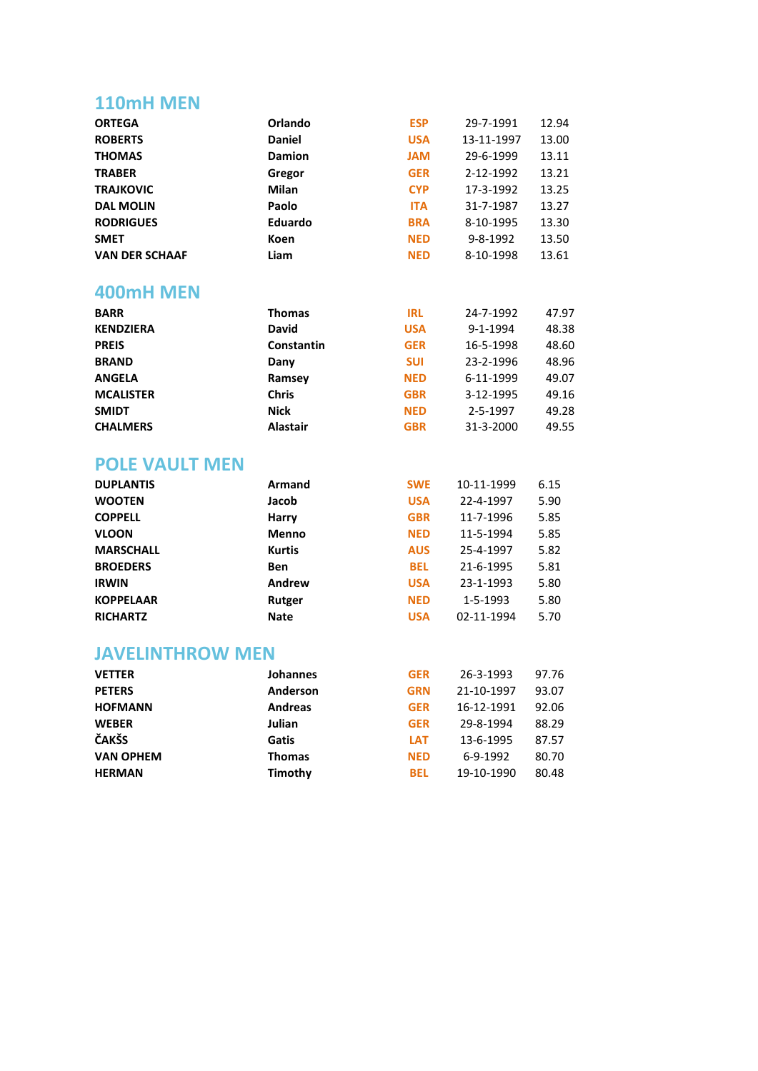## 110mH MEN

| | | | | |
|---|---|---|---|---|
| **ORTEGA** | **Orlando** | **ESP** | 29-7-1991 | 12.94 |
| **ROBERTS** | **Daniel** | **USA** | 13-11-1997 | 13.00 |
| **THOMAS** | **Damion** | **JAM** | 29-6-1999 | 13.11 |
| **TRABER** | **Gregor** | **GER** | 2-12-1992 | 13.21 |
| **TRAJKOVIC** | **Milan** | **CYP** | 17-3-1992 | 13.25 |
| **DAL MOLIN** | **Paolo** | **ITA** | 31-7-1987 | 13.27 |
| **RODRIGUES** | **Eduardo** | **BRA** | 8-10-1995 | 13.30 |
| **SMET** | **Koen** | **NED** | 9-8-1992 | 13.50 |
| **VAN DER SCHAAF** | **Liam** | **NED** | 8-10-1998 | 13.61 |

## 400mH MEN

| | | | | |
|---|---|---|---|---|
| **BARR** | **Thomas** | **IRL** | 24-7-1992 | 47.97 |
| **KENDZIERA** | **David** | **USA** | 9-1-1994 | 48.38 |
| **PREIS** | **Constantin** | **GER** | 16-5-1998 | 48.60 |
| **BRAND** | **Dany** | **SUI** | 23-2-1996 | 48.96 |
| **ANGELA** | **Ramsey** | **NED** | 6-11-1999 | 49.07 |
| **MCALISTER** | **Chris** | **GBR** | 3-12-1995 | 49.16 |
| **SMIDT** | **Nick** | **NED** | 2-5-1997 | 49.28 |
| **CHALMERS** | **Alastair** | **GBR** | 31-3-2000 | 49.55 |

## POLE VAULT MEN

| | | | | |
|---|---|---|---|---|
| **DUPLANTIS** | **Armand** | **SWE** | 10-11-1999 | 6.15 |
| **WOOTEN** | **Jacob** | **USA** | 22-4-1997 | 5.90 |
| **COPPELL** | **Harry** | **GBR** | 11-7-1996 | 5.85 |
| **VLOON** | **Menno** | **NED** | 11-5-1994 | 5.85 |
| **MARSCHALL** | **Kurtis** | **AUS** | 25-4-1997 | 5.82 |
| **BROEDERS** | **Ben** | **BEL** | 21-6-1995 | 5.81 |
| **IRWIN** | **Andrew** | **USA** | 23-1-1993 | 5.80 |
| **KOPPELAAR** | **Rutger** | **NED** | 1-5-1993 | 5.80 |
| **RICHARTZ** | **Nate** | **USA** | 02-11-1994 | 5.70 |

## JAVELINTHROW MEN

| | | | | |
|---|---|---|---|---|
| **VETTER** | **Johannes** | **GER** | 26-3-1993 | 97.76 |
| **PETERS** | **Anderson** | **GRN** | 21-10-1997 | 93.07 |
| **HOFMANN** | **Andreas** | **GER** | 16-12-1991 | 92.06 |
| **WEBER** | **Julian** | **GER** | 29-8-1994 | 88.29 |
| **ČAKŠS** | **Gatis** | **LAT** | 13-6-1995 | 87.57 |
| **VAN OPHEM** | **Thomas** | **NED** | 6-9-1992 | 80.70 |
| **HERMAN** | **Timothy** | **BEL** | 19-10-1990 | 80.48 |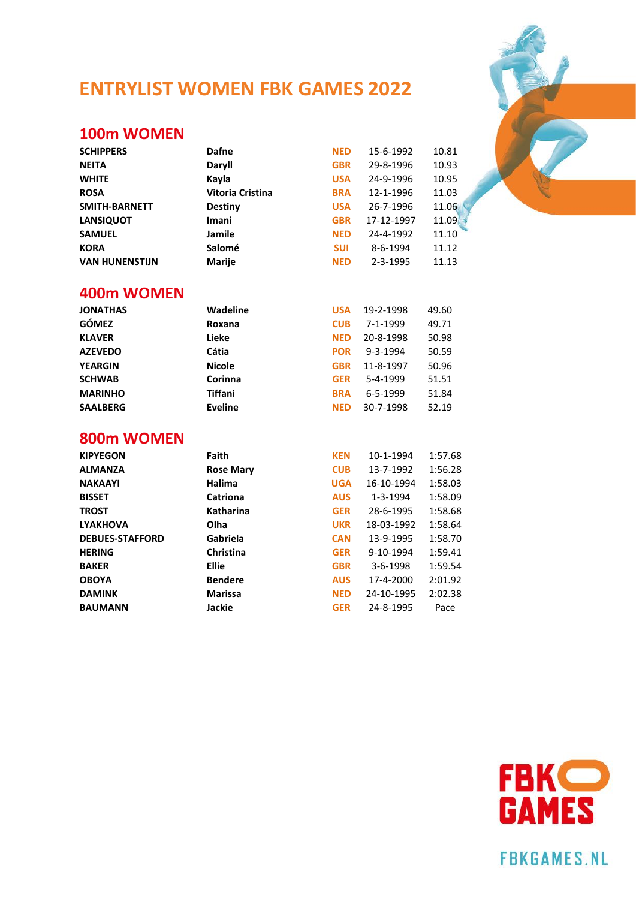# ENTRYLIST WOMEN FBK GAMES 2022

## 100m WOMEN

| | | | | |
|---|---|---|---|---|
| **SCHIPPERS** | **Dafne** | **NED** | 15-6-1992 | 10.81 |
| **NEITA** | **Daryll** | **GBR** | 29-8-1996 | 10.93 |
| **WHITE** | **Kayla** | **USA** | 24-9-1996 | 10.95 |
| **ROSA** | **Vitoria Cristina** | **BRA** | 12-1-1996 | 11.03 |
| **SMITH-BARNETT** | **Destiny** | **USA** | 26-7-1996 | 11.06 |
| **LANSIQUOT** | **Imani** | **GBR** | 17-12-1997 | 11.09 |
| **SAMUEL** | **Jamile** | **NED** | 24-4-1992 | 11.10 |
| **KORA** | **Salomé** | **SUI** | 8-6-1994 | 11.12 |
| **VAN HUNENSTIJN** | **Marije** | **NED** | 2-3-1995 | 11.13 |

## 400m WOMEN

| | | | | |
|---|---|---|---|---|
| **JONATHAS** | **Wadeline** | **USA** | 19-2-1998 | 49.60 |
| **GÓMEZ** | **Roxana** | **CUB** | 7-1-1999 | 49.71 |
| **KLAVER** | **Lieke** | **NED** | 20-8-1998 | 50.98 |
| **AZEVEDO** | **Cátia** | **POR** | 9-3-1994 | 50.59 |
| **YEARGIN** | **Nicole** | **GBR** | 11-8-1997 | 50.96 |
| **SCHWAB** | **Corinna** | **GER** | 5-4-1999 | 51.51 |
| **MARINHO** | **Tiffani** | **BRA** | 6-5-1999 | 51.84 |
| **SAALBERG** | **Eveline** | **NED** | 30-7-1998 | 52.19 |

## 800m WOMEN

| | | | | |
|---|---|---|---|---|
| **KIPYEGON** | **Faith** | **KEN** | 10-1-1994 | 1:57.68 |
| **ALMANZA** | **Rose Mary** | **CUB** | 13-7-1992 | 1:56.28 |
| **NAKAAYI** | **Halima** | **UGA** | 16-10-1994 | 1:58.03 |
| **BISSET** | **Catriona** | **AUS** | 1-3-1994 | 1:58.09 |
| **TROST** | **Katharina** | **GER** | 28-6-1995 | 1:58.68 |
| **LYAKHOVA** | **Olha** | **UKR** | 18-03-1992 | 1:58.64 |
| **DEBUES-STAFFORD** | **Gabriela** | **CAN** | 13-9-1995 | 1:58.70 |
| **HERING** | **Christina** | **GER** | 9-10-1994 | 1:59.41 |
| **BAKER** | **Ellie** | **GBR** | 3-6-1998 | 1:59.54 |
| **OBOYA** | **Bendere** | **AUS** | 17-4-2000 | 2:01.92 |
| **DAMINK** | **Marissa** | **NED** | 24-10-1995 | 2:02.38 |
| **BAUMANN** | **Jackie** | **GER** | 24-8-1995 | Pace |

FBK GAMES

FBKGAMES.NL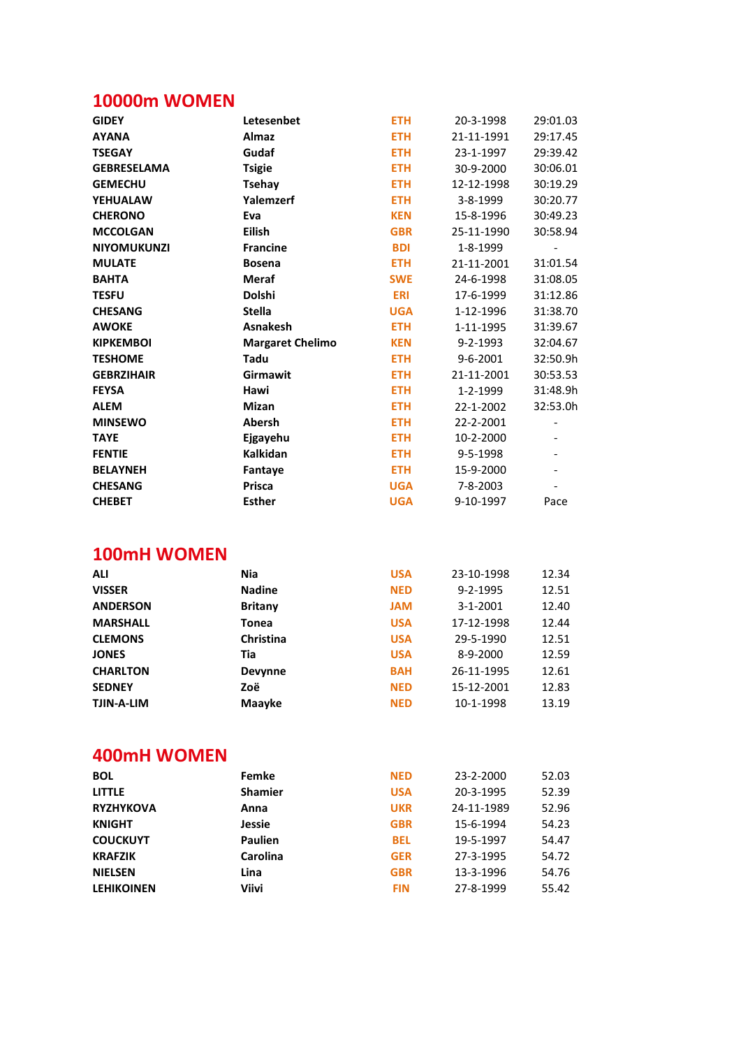## 10000m WOMEN

| | | | | |
|---|---|---|---|---|
| **GIDEY** | **Letesenbet** | **ETH** | 20-3-1998 | 29:01.03 |
| **AYANA** | **Almaz** | **ETH** | 21-11-1991 | 29:17.45 |
| **TSEGAY** | **Gudaf** | **ETH** | 23-1-1997 | 29:39.42 |
| **GEBRESELAMA** | **Tsigie** | **ETH** | 30-9-2000 | 30:06.01 |
| **GEMECHU** | **Tsehay** | **ETH** | 12-12-1998 | 30:19.29 |
| **YEHUALAW** | **Yalemzerf** | **ETH** | 3-8-1999 | 30:20.77 |
| **CHERONO** | **Eva** | **KEN** | 15-8-1996 | 30:49.23 |
| **MCCOLGAN** | **Eilish** | **GBR** | 25-11-1990 | 30:58.94 |
| **NIYOMUKUNZI** | **Francine** | **BDI** | 1-8-1999 | - |
| **MULATE** | **Bosena** | **ETH** | 21-11-2001 | 31:01.54 |
| **BAHTA** | **Meraf** | **SWE** | 24-6-1998 | 31:08.05 |
| **TESFU** | **Dolshi** | **ERI** | 17-6-1999 | 31:12.86 |
| **CHESANG** | **Stella** | **UGA** | 1-12-1996 | 31:38.70 |
| **AWOKE** | **Asnakesh** | **ETH** | 1-11-1995 | 31:39.67 |
| **KIPKEMBOI** | **Margaret Chelimo** | **KEN** | 9-2-1993 | 32:04.67 |
| **TESHOME** | **Tadu** | **ETH** | 9-6-2001 | 32:50.9h |
| **GEBRZIHAIR** | **Girmawit** | **ETH** | 21-11-2001 | 30:53.53 |
| **FEYSA** | **Hawi** | **ETH** | 1-2-1999 | 31:48.9h |
| **ALEM** | **Mizan** | **ETH** | 22-1-2002 | 32:53.0h |
| **MINSEWO** | **Abersh** | **ETH** | 22-2-2001 | - |
| **TAYE** | **Ejgayehu** | **ETH** | 10-2-2000 | - |
| **FENTIE** | **Kalkidan** | **ETH** | 9-5-1998 | - |
| **BELAYNEH** | **Fantaye** | **ETH** | 15-9-2000 | - |
| **CHESANG** | **Prisca** | **UGA** | 7-8-2003 | - |
| **CHEBET** | **Esther** | **UGA** | 9-10-1997 | Pace |

## 100mH WOMEN

| | | | | |
|---|---|---|---|---|
| **ALI** | **Nia** | **USA** | 23-10-1998 | 12.34 |
| **VISSER** | **Nadine** | **NED** | 9-2-1995 | 12.51 |
| **ANDERSON** | **Britany** | **JAM** | 3-1-2001 | 12.40 |
| **MARSHALL** | **Tonea** | **USA** | 17-12-1998 | 12.44 |
| **CLEMONS** | **Christina** | **USA** | 29-5-1990 | 12.51 |
| **JONES** | **Tia** | **USA** | 8-9-2000 | 12.59 |
| **CHARLTON** | **Devynne** | **BAH** | 26-11-1995 | 12.61 |
| **SEDNEY** | **Zoë** | **NED** | 15-12-2001 | 12.83 |
| **TJIN-A-LIM** | **Maayke** | **NED** | 10-1-1998 | 13.19 |

## 400mH WOMEN

| | | | | |
|---|---|---|---|---|
| **BOL** | **Femke** | **NED** | 23-2-2000 | 52.03 |
| **LITTLE** | **Shamier** | **USA** | 20-3-1995 | 52.39 |
| **RYZHYKOVA** | **Anna** | **UKR** | 24-11-1989 | 52.96 |
| **KNIGHT** | **Jessie** | **GBR** | 15-6-1994 | 54.23 |
| **COUCKUYT** | **Paulien** | **BEL** | 19-5-1997 | 54.47 |
| **KRAFZIK** | **Carolina** | **GER** | 27-3-1995 | 54.72 |
| **NIELSEN** | **Lina** | **GBR** | 13-3-1996 | 54.76 |
| **LEHIKOINEN** | **Viivi** | **FIN** | 27-8-1999 | 55.42 |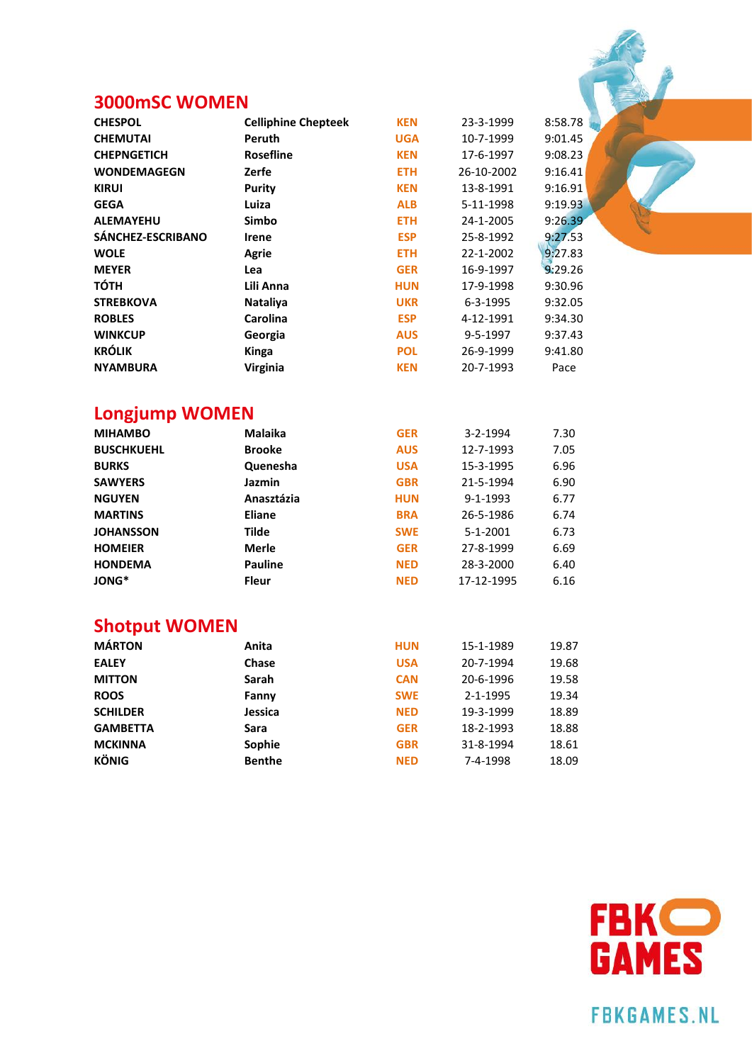## 3000mSC WOMEN

| | | | | |
|---|---|---|---|---|
| CHESPOL | Celliphine Chepteek | KEN | 23-3-1999 | 8:58.78 |
| CHEMUTAI | Peruth | UGA | 10-7-1999 | 9:01.45 |
| CHEPNGETICH | Rosefline | KEN | 17-6-1997 | 9:08.23 |
| WONDEMAGEGN | Zerfe | ETH | 26-10-2002 | 9:16.41 |
| KIRUI | Purity | KEN | 13-8-1991 | 9:16.91 |
| GEGA | Luiza | ALB | 5-11-1998 | 9:19.93 |
| ALEMAYEHU | Simbo | ETH | 24-1-2005 | 9:26.39 |
| SÁNCHEZ-ESCRIBANO | Irene | ESP | 25-8-1992 | 9:27.53 |
| WOLE | Agrie | ETH | 22-1-2002 | 9:27.83 |
| MEYER | Lea | GER | 16-9-1997 | 9:29.26 |
| TÓTH | Lili Anna | HUN | 17-9-1998 | 9:30.96 |
| STREBKOVA | Nataliya | UKR | 6-3-1995 | 9:32.05 |
| ROBLES | Carolina | ESP | 4-12-1991 | 9:34.30 |
| WINKCUP | Georgia | AUS | 9-5-1997 | 9:37.43 |
| KRÓLIK | Kinga | POL | 26-9-1999 | 9:41.80 |
| NYAMBURA | Virginia | KEN | 20-7-1993 | Pace |

## Longjump WOMEN

| | | | | |
|---|---|---|---|---|
| MIHAMBO | Malaika | GER | 3-2-1994 | 7.30 |
| BUSCHKUEHL | Brooke | AUS | 12-7-1993 | 7.05 |
| BURKS | Quenesha | USA | 15-3-1995 | 6.96 |
| SAWYERS | Jazmin | GBR | 21-5-1994 | 6.90 |
| NGUYEN | Anasztázia | HUN | 9-1-1993 | 6.77 |
| MARTINS | Eliane | BRA | 26-5-1986 | 6.74 |
| JOHANSSON | Tilde | SWE | 5-1-2001 | 6.73 |
| HOMEIER | Merle | GER | 27-8-1999 | 6.69 |
| HONDEMA | Pauline | NED | 28-3-2000 | 6.40 |
| JONG* | Fleur | NED | 17-12-1995 | 6.16 |

## Shotput WOMEN

| | | | | |
|---|---|---|---|---|
| MÁRTON | Anita | HUN | 15-1-1989 | 19.87 |
| EALEY | Chase | USA | 20-7-1994 | 19.68 |
| MITTON | Sarah | CAN | 20-6-1996 | 19.58 |
| ROOS | Fanny | SWE | 2-1-1995 | 19.34 |
| SCHILDER | Jessica | NED | 19-3-1999 | 18.89 |
| GAMBETTA | Sara | GER | 18-2-1993 | 18.88 |
| MCKINNA | Sophie | GBR | 31-8-1994 | 18.61 |
| KÖNIG | Benthe | NED | 7-4-1998 | 18.09 |

FBK GAMES

FBKGAMES.NL